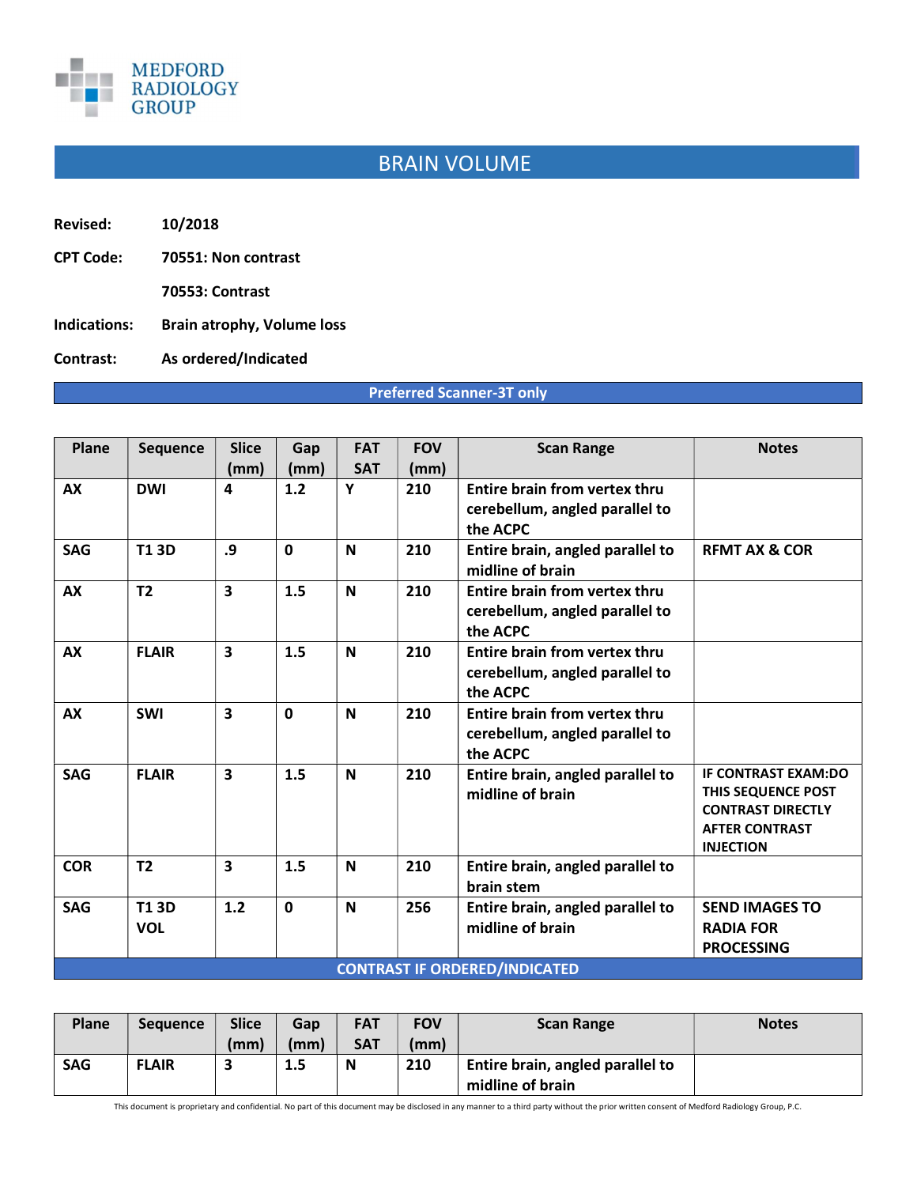MEDFORD RADIOLOGY GROUP

# BRAIN VOLUME

**Revised:** 10/2018

**CPT Code:** 70551: Non contrast

70553: Contrast

**Indications:** Brain atrophy, Volume loss

**Contrast:** As ordered/Indicated

**Preferred Scanner-3T only**

| Plane | Sequence | Slice (mm) | Gap (mm) | FAT SAT | FOV (mm) | Scan Range | Notes |
|---|---|---|---|---|---|---|---|
| AX | DWI | 4 | 1.2 | Y | 210 | Entire brain from vertex thru cerebellum, angled parallel to the ACPC | |
| SAG | T1 3D | .9 | 0 | N | 210 | Entire brain, angled parallel to midline of brain | RFMT AX & COR |
| AX | T2 | 3 | 1.5 | N | 210 | Entire brain from vertex thru cerebellum, angled parallel to the ACPC | |
| AX | FLAIR | 3 | 1.5 | N | 210 | Entire brain from vertex thru cerebellum, angled parallel to the ACPC | |
| AX | SWI | 3 | 0 | N | 210 | Entire brain from vertex thru cerebellum, angled parallel to the ACPC | |
| SAG | FLAIR | 3 | 1.5 | N | 210 | Entire brain, angled parallel to midline of brain | IF CONTRAST EXAM:DO THIS SEQUENCE POST CONTRAST DIRECTLY AFTER CONTRAST INJECTION |
| COR | T2 | 3 | 1.5 | N | 210 | Entire brain, angled parallel to brain stem | |
| SAG | T1 3D VOL | 1.2 | 0 | N | 256 | Entire brain, angled parallel to midline of brain | SEND IMAGES TO RADIA FOR PROCESSING |

**CONTRAST IF ORDERED/INDICATED**

| Plane | Sequence | Slice (mm) | Gap (mm) | FAT SAT | FOV (mm) | Scan Range | Notes |
|---|---|---|---|---|---|---|---|
| SAG | FLAIR | 3 | 1.5 | N | 210 | Entire brain, angled parallel to midline of brain | |

This document is proprietary and confidential. No part of this document may be disclosed in any manner to a third party without the prior written consent of Medford Radiology Group, P.C.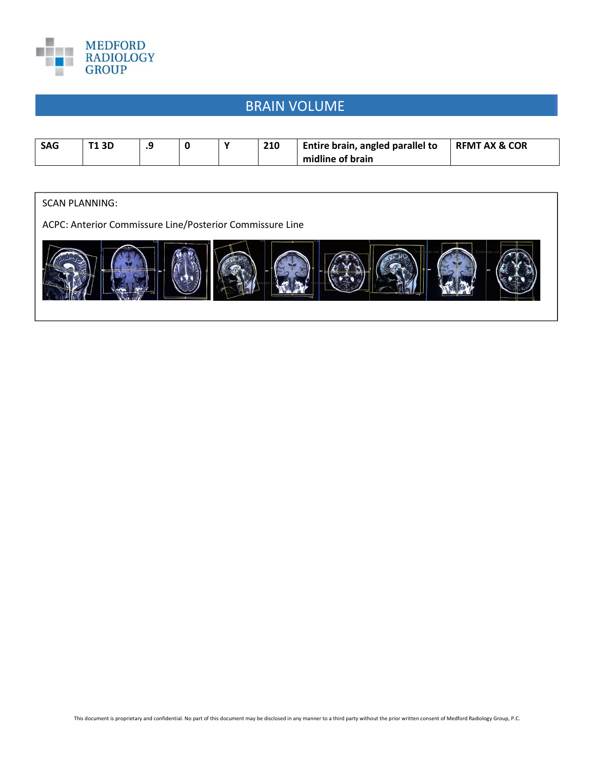# BRAIN VOLUME

| | | | | | | | |
|---|---|---|---|---|---|---|---|
| **SAG** | **T1 3D** | **.9** | **0** | **Y** | **210** | **Entire brain, angled parallel to midline of brain** | **RFMT AX & COR** |

SCAN PLANNING:

ACPC: Anterior Commissure Line/Posterior Commissure Line